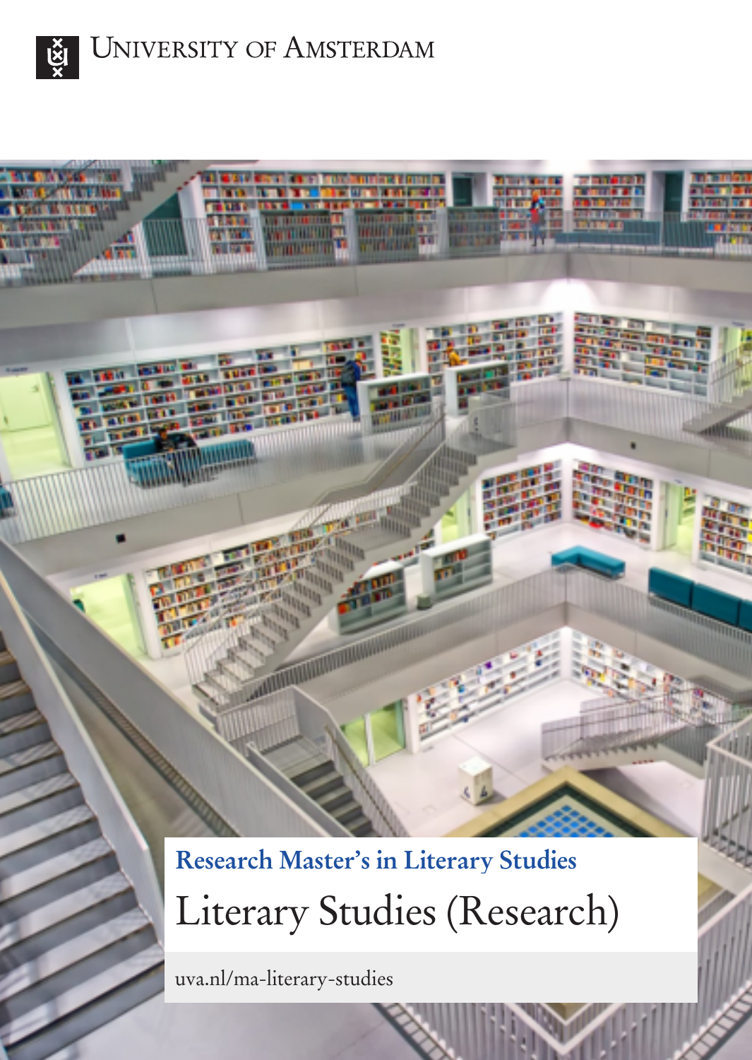University of Amsterdam

## Research Master's in Literary Studies

# Literary Studies (Research)

uva.nl/ma-literary-studies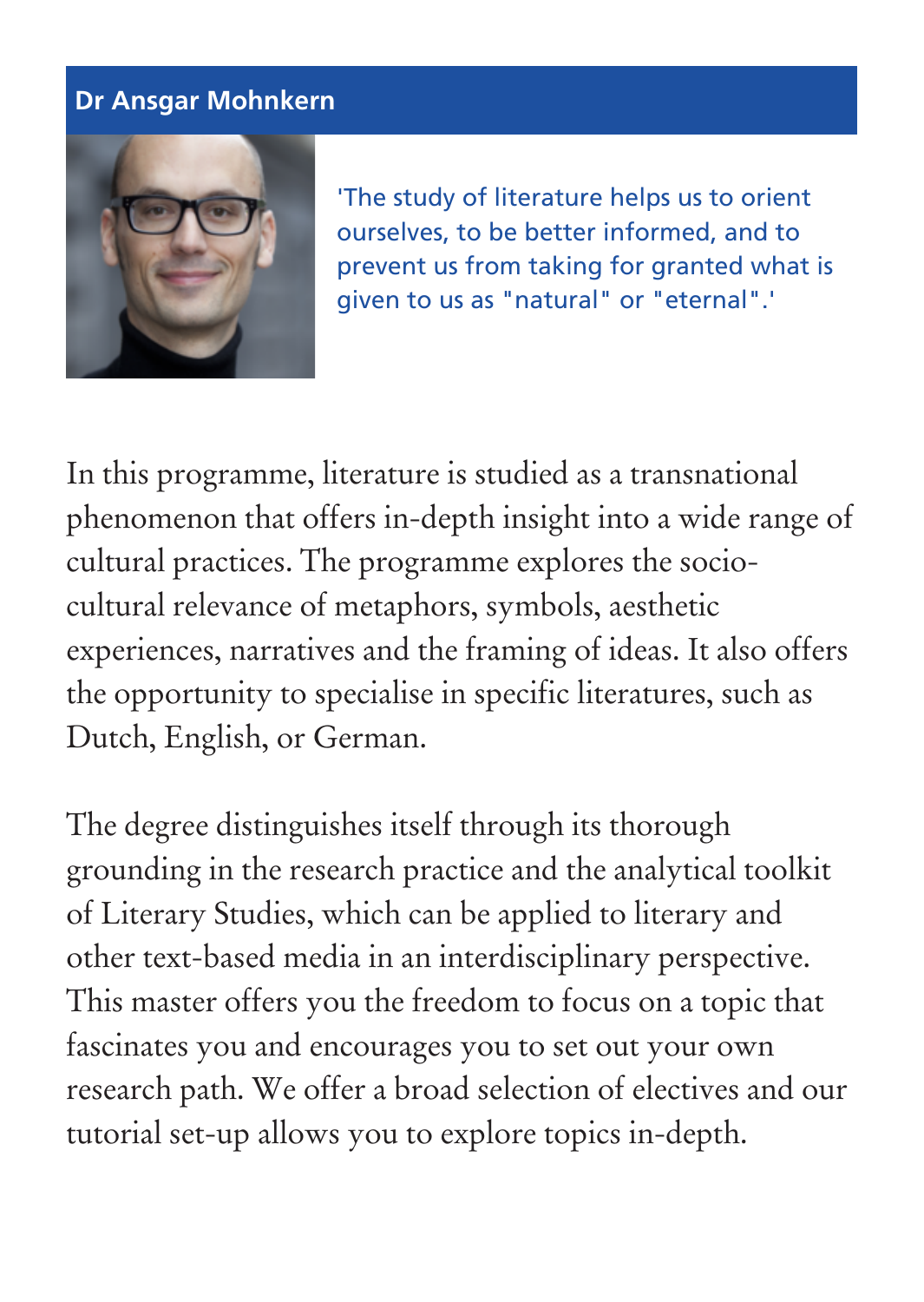## Dr Ansgar Mohnkern

'The study of literature helps us to orient ourselves, to be better informed, and to prevent us from taking for granted what is given to us as "natural" or "eternal".'

In this programme, literature is studied as a transnational phenomenon that offers in-depth insight into a wide range of cultural practices. The programme explores the socio-cultural relevance of metaphors, symbols, aesthetic experiences, narratives and the framing of ideas. It also offers the opportunity to specialise in specific literatures, such as Dutch, English, or German.

The degree distinguishes itself through its thorough grounding in the research practice and the analytical toolkit of Literary Studies, which can be applied to literary and other text-based media in an interdisciplinary perspective. This master offers you the freedom to focus on a topic that fascinates you and encourages you to set out your own research path. We offer a broad selection of electives and our tutorial set-up allows you to explore topics in-depth.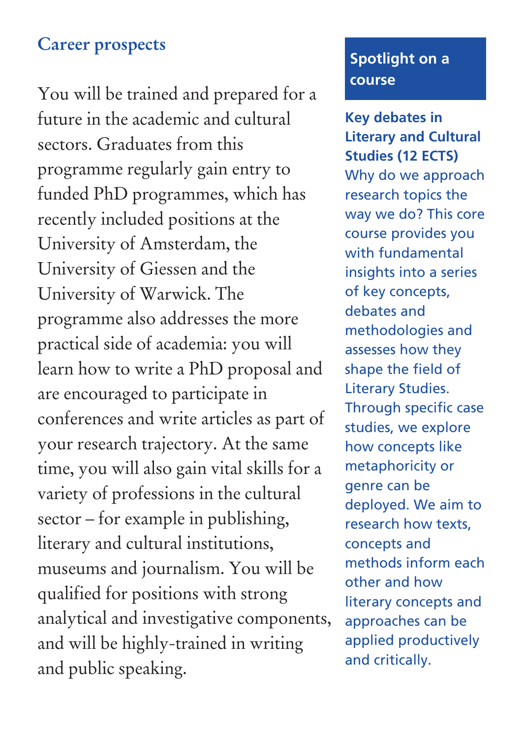## Career prospects

You will be trained and prepared for a future in the academic and cultural sectors. Graduates from this programme regularly gain entry to funded PhD programmes, which has recently included positions at the University of Amsterdam, the University of Giessen and the University of Warwick. The programme also addresses the more practical side of academia: you will learn how to write a PhD proposal and are encouraged to participate in conferences and write articles as part of your research trajectory. At the same time, you will also gain vital skills for a variety of professions in the cultural sector – for example in publishing, literary and cultural institutions, museums and journalism. You will be qualified for positions with strong analytical and investigative components, and will be highly-trained in writing and public speaking.

## Spotlight on a course

**Key debates in Literary and Cultural Studies (12 ECTS)**

Why do we approach research topics the way we do? This core course provides you with fundamental insights into a series of key concepts, debates and methodologies and assesses how they shape the field of Literary Studies. Through specific case studies, we explore how concepts like metaphoricity or genre can be deployed. We aim to research how texts, concepts and methods inform each other and how literary concepts and approaches can be applied productively and critically.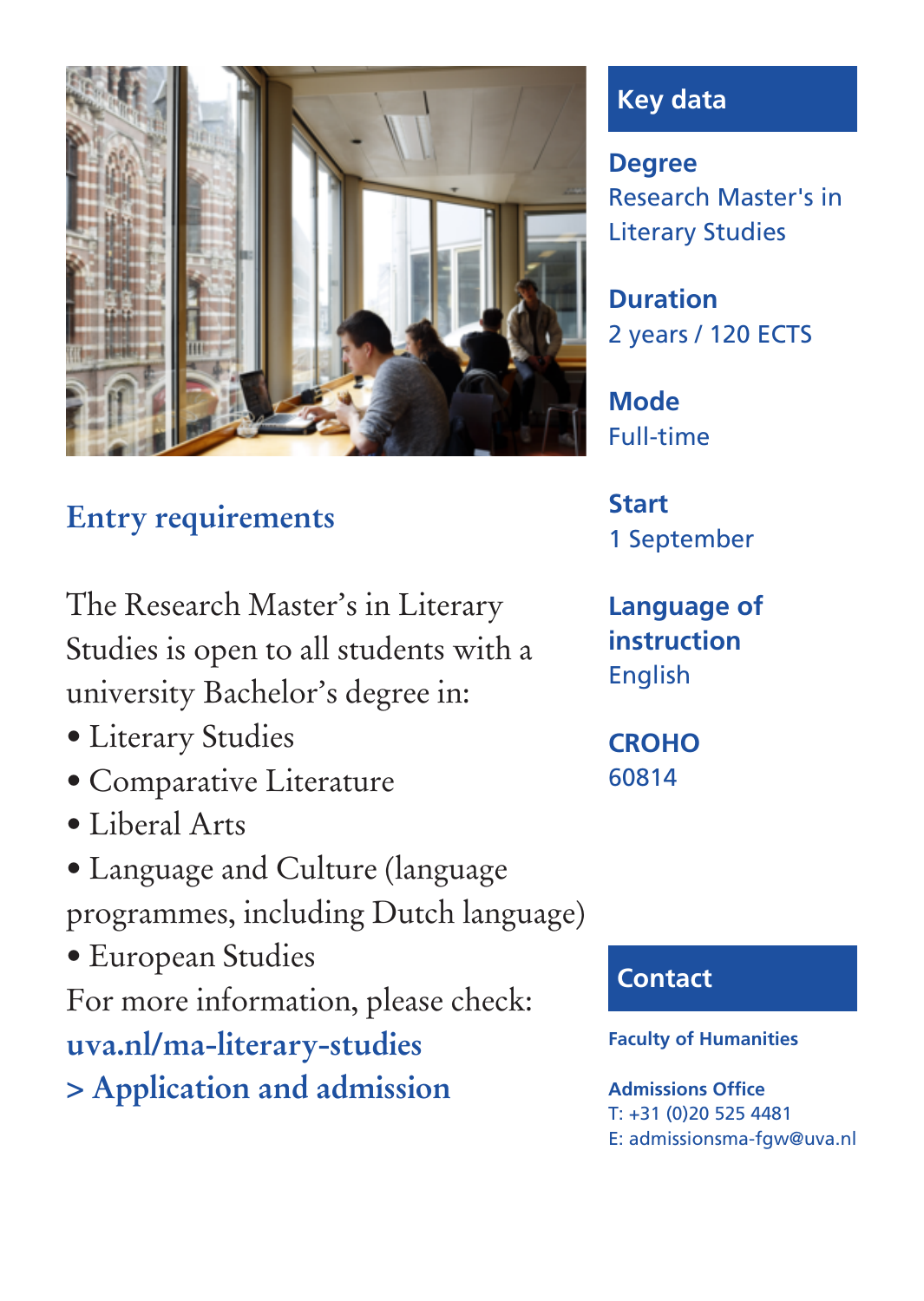## Entry requirements

The Research Master's in Literary Studies is open to all students with a university Bachelor's degree in:

- Literary Studies
- Comparative Literature
- Liberal Arts
- Language and Culture (language programmes, including Dutch language)
- European Studies

For more information, please check:
uva.nl/ma-literary-studies
> Application and admission

## Key data

**Degree**
Research Master's in Literary Studies

**Duration**
2 years / 120 ECTS

**Mode**
Full-time

**Start**
1 September

**Language of instruction**
English

**CROHO**
60814

## Contact

**Faculty of Humanities**

**Admissions Office**
T: +31 (0)20 525 4481
E: admissionsma-fgw@uva.nl